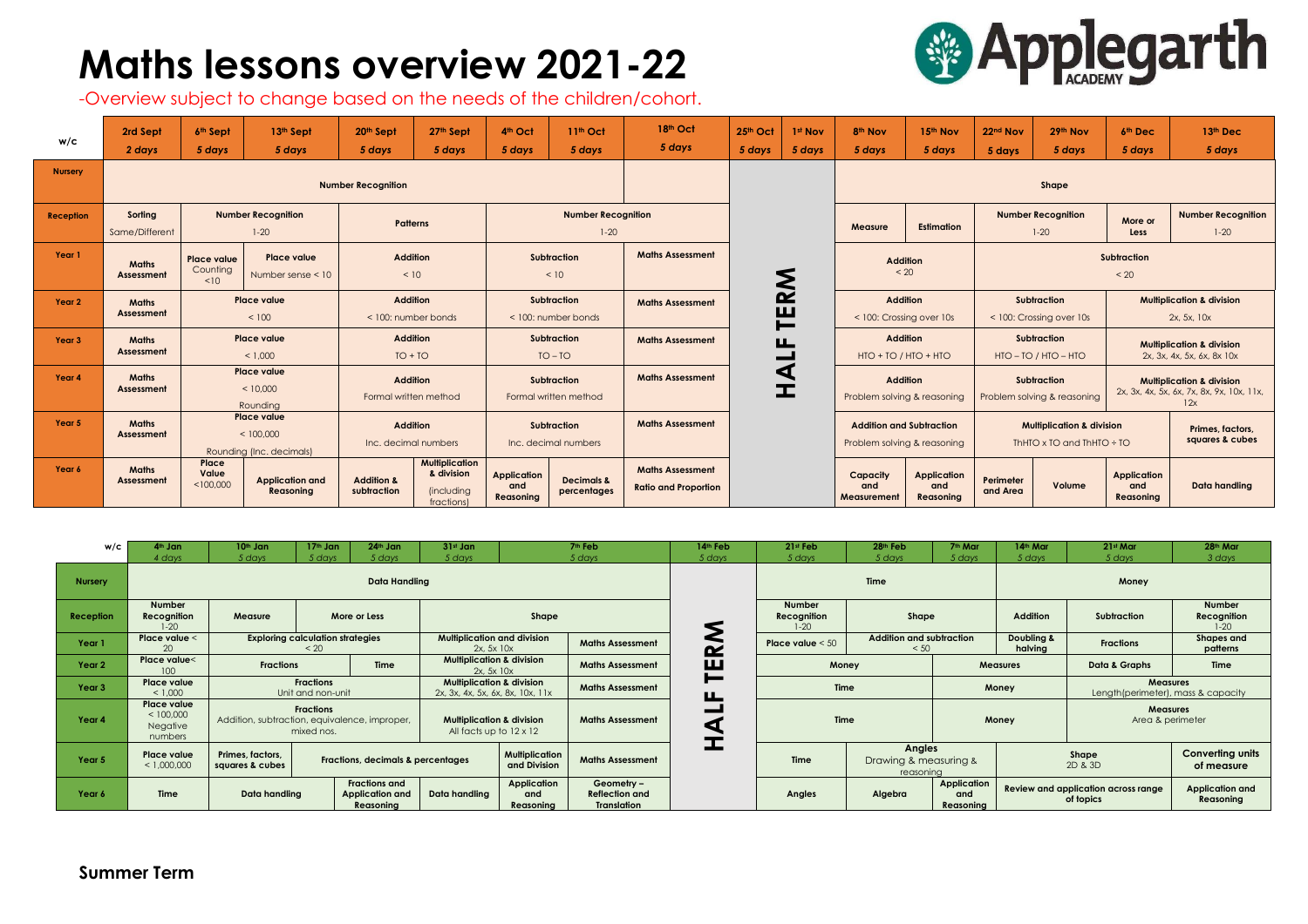# Maths lessons overview 2021-22

-Overview subject to change based on the needs of the children/cohort.

| w/c | 2rd Sept 2 days | 6th Sept 5 days | 13th Sept 5 days | 20th Sept 5 days | 27th Sept 5 days | 4th Oct 5 days | 11th Oct 5 days | 18th Oct 5 days | 25th Oct 5 days | 1st Nov 5 days | 8th Nov 5 days | 15th Nov 5 days | 22nd Nov 5 days | 29th Nov 5 days | 6th Dec 5 days | 13th Dec 5 days |
|---|---|---|---|---|---|---|---|---|---|---|---|---|---|---|---|---|
| Nursery | Number Recognition | | | | | | | | HALF TERM | | Shape | | | | | |
| Reception | Sorting Same/Different | Number Recognition 1-20 | | Patterns | | Number Recognition 1-20 | | | | | Measure | Estimation | Number Recognition 1-20 | | More or Less | Number Recognition 1-20 |
| Year 1 | Maths Assessment | Place value Counting <10 | Place value Number sense < 10 | Addition < 10 | | Subtraction < 10 | | Maths Assessment | | | Addition < 20 | | Subtraction < 20 | | | |
| Year 2 | Maths Assessment | Place value < 100 | | Addition < 100: number bonds | | Subtraction < 100: number bonds | | Maths Assessment | | | Addition < 100: Crossing over 10s | | Subtraction < 100: Crossing over 10s | | Multiplication & division 2x, 5x, 10x | |
| Year 3 | Maths Assessment | Place value < 1,000 | | Addition TO + TO | | Subtraction TO – TO | | Maths Assessment | | | Addition HTO + TO / HTO + HTO | | Subtraction HTO – TO / HTO – HTO | | Multiplication & division 2x, 3x, 4x, 5x, 6x, 8x 10x | |
| Year 4 | Maths Assessment | Place value < 10,000 Rounding | | Addition Formal written method | | Subtraction Formal written method | | Maths Assessment | | | Addition Problem solving & reasoning | | Subtraction Problem solving & reasoning | | Multiplication & division 2x, 3x, 4x, 5x, 6x, 7x, 8x, 9x, 10x, 11x, 12x | |
| Year 5 | Maths Assessment | Place value < 100,000 Rounding (inc. decimals) | | Addition Inc. decimal numbers | | Subtraction Inc. decimal numbers | | Maths Assessment | | | Addition and Subtraction Problem solving & reasoning | | Multiplication & division ThHTO x TO and ThHTO ÷ TO | | | Primes, factors, squares & cubes |
| Year 6 | Maths Assessment | Place Value <100,000 | Application and Reasoning | Addition & subtraction | Multiplication & division (including fractions) | Application and Reasoning | Decimals & percentages | Maths Assessment Ratio and Proportion | | | Capacity and Measurement | Application and Reasoning | Perimeter and Area | Volume | Application and Reasoning | Data handling |

| w/c | 4th Jan 4 days | 10th Jan 5 days | 17th Jan 5 days | 24th Jan 5 days | 31st Jan 5 days | 7th Feb 5 days | | 14th Feb 5 days | 21st Feb 5 days | 28th Feb 5 days | 7th Mar 5 days | 14th Mar 5 days | 21st Mar 5 days | 28th Mar 3 days |
|---|---|---|---|---|---|---|---|---|---|---|---|---|---|---|
| Nursery | Data Handling | | | | | | | HALF TERM | Time | | | Money | | |
| Reception | Number Recognition 1-20 | Measure | More or Less | | Shape | | | | Number Recognition 1-20 | Shape | | Addition | Subtraction | Number Recognition 1-20 |
| Year 1 | Place value < 20 | Exploring calculation strategies < 20 | | | Multiplication and division 2x, 5x 10x | | Maths Assessment | | Place value < 50 | Addition and subtraction < 50 | | Doubling & halving | Fractions | Shapes and patterns |
| Year 2 | Place value< 100 | Fractions | | Time | Multiplication & division 2x, 5x 10x | | Maths Assessment | | Money | | Measures | | Data & Graphs | Time |
| Year 3 | Place value < 1,000 | Fractions Unit and non-unit | | | Multiplication & division 2x, 3x, 4x, 5x, 6x, 8x, 10x, 11x | | Maths Assessment | | Time | | Money | | Measures Length(perimeter), mass & capacity | |
| Year 4 | Place value < 100,000 Negative numbers | Fractions Addition, subtraction, equivalence, improper, mixed nos. | | | Multiplication & division All facts up to 12 x 12 | | Maths Assessment | | Time | | Money | | Measures Area & perimeter | |
| Year 5 | Place value < 1,000,000 | Primes, factors, squares & cubes | Fractions, decimals & percentages | | | Multiplication and Division | Maths Assessment | | Time | Angles Drawing & measuring & reasoning | | Shape 2D & 3D | | Converting units of measure |
| Year 6 | Time | Data handling | | Fractions and Application and Reasoning | Data handling | Application and Reasoning | Geometry – Reflection and Translation | | Angles | Algebra | Application and Reasoning | Review and application across range of topics | | Application and Reasoning |

**Summer Term**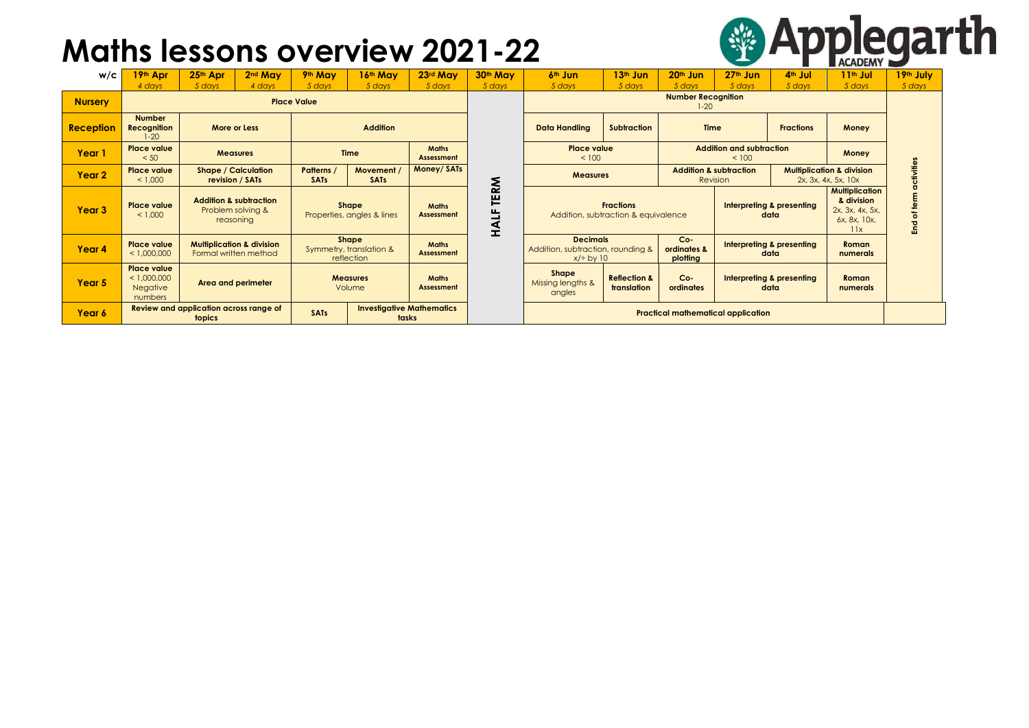# Maths lessons overview 2021-22

| w/c | 19th Apr<br>*4 days* | 25th Apr<br>*5 days* | 2nd May<br>*4 days* | 9th May<br>*5 days* | 16th May<br>*5 days* | 23rd May<br>*5 days* | 30th May<br>*5 days* | 6th Jun<br>*5 days* | 13th Jun<br>*5 days* | 20th Jun<br>*5 days* | 27th Jun<br>*5 days* | 4th Jul<br>*5 days* | 11th Jul<br>*5 days* | 19th July<br>*5 days* |
|---|---|---|---|---|---|---|---|---|---|---|---|---|---|---|
| **Nursery** | **Place Value** | | | | | | HALF TERM | **Number Recognition** 1-20 | | | | | | End of term activities |
| **Reception** | **Number Recognition** 1-20 | **More or Less** | | **Addition** | | | | **Data Handling** | **Subtraction** | **Time** | | **Fractions** | **Money** | |
| **Year 1** | **Place value** < 50 | **Measures** | | **Time** | | **Maths Assessment** | | **Place value** < 100 | | **Addition and subtraction** < 100 | | | **Money** | |
| **Year 2** | **Place value** < 1,000 | **Shape / Calculation revision / SATs** | | **Patterns / SATs** | **Movement / SATs** | **Money/ SATs** | | **Measures** | | **Addition & subtraction** Revision | | **Multiplication & division** 2x, 3x, 4x, 5x, 10x | | |
| **Year 3** | **Place value** < 1,000 | **Addition & subtraction** Problem solving & reasoning | | **Shape** Properties, angles & lines | | **Maths Assessment** | | **Fractions** Addition, subtraction & equivalence | | | **Interpreting & presenting data** | | **Multiplication & division** 2x, 3x, 4x, 5x, 6x, 8x, 10x, 11x | |
| **Year 4** | **Place value** < 1,000,000 | **Multiplication & division** Formal written method | | **Shape** Symmetry, translation & reflection | | **Maths Assessment** | | **Decimals** Addition, subtraction, rounding & x/÷ by 10 | | **Co-ordinates & plotting** | **Interpreting & presenting data** | | **Roman numerals** | |
| **Year 5** | **Place value** < 1,000,000 Negative numbers | **Area and perimeter** | | **Measures** Volume | | **Maths Assessment** | | **Shape** Missing lengths & angles | **Reflection & translation** | **Co-ordinates** | **Interpreting & presenting data** | | **Roman numerals** | |
| **Year 6** | **Review and application across range of topics** | | | **SATs** | **Investigative Mathematics tasks** | | | **Practical mathematical application** | | | | | | |